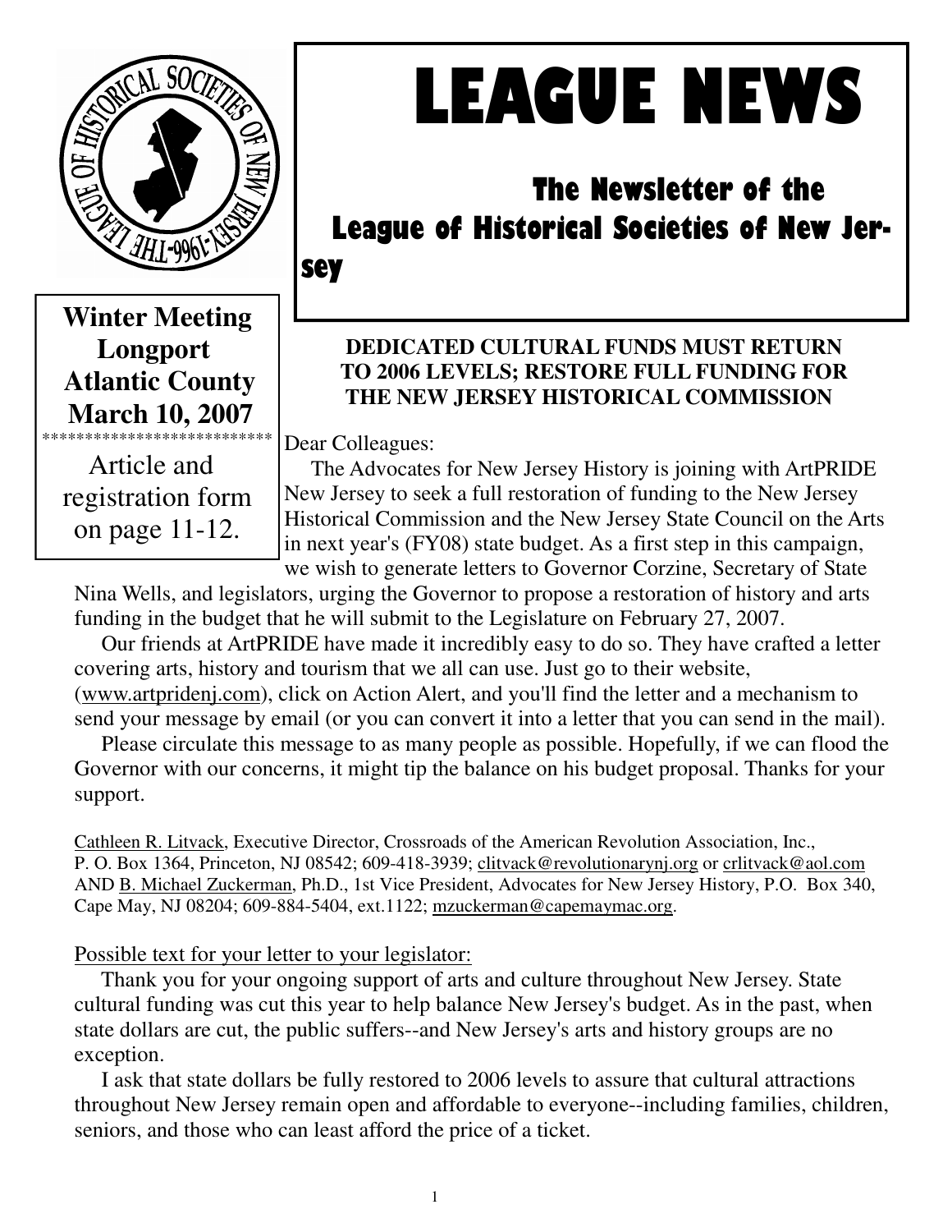# LEAGUE NEWS

## The Newsletter of the League of Historical Societies of New Jersey

**Winter Meeting**
**Longport**
**Atlantic County**
**March 10, 2007**

Article and registration form on page 11-12.

### DEDICATED CULTURAL FUNDS MUST RETURN TO 2006 LEVELS; RESTORE FULL FUNDING FOR THE NEW JERSEY HISTORICAL COMMISSION

Dear Colleagues:

The Advocates for New Jersey History is joining with ArtPRIDE New Jersey to seek a full restoration of funding to the New Jersey Historical Commission and the New Jersey State Council on the Arts in next year's (FY08) state budget. As a first step in this campaign, we wish to generate letters to Governor Corzine, Secretary of State Nina Wells, and legislators, urging the Governor to propose a restoration of history and arts funding in the budget that he will submit to the Legislature on February 27, 2007.

Our friends at ArtPRIDE have made it incredibly easy to do so. They have crafted a letter covering arts, history and tourism that we all can use. Just go to their website, (www.artpridenj.com), click on Action Alert, and you'll find the letter and a mechanism to send your message by email (or you can convert it into a letter that you can send in the mail).

Please circulate this message to as many people as possible. Hopefully, if we can flood the Governor with our concerns, it might tip the balance on his budget proposal. Thanks for your support.

Cathleen R. Litvack, Executive Director, Crossroads of the American Revolution Association, Inc., P. O. Box 1364, Princeton, NJ 08542; 609-418-3939; clitvack@revolutionarynj.org or crlitvack@aol.com AND B. Michael Zuckerman, Ph.D., 1st Vice President, Advocates for New Jersey History, P.O. Box 340, Cape May, NJ 08204; 609-884-5404, ext.1122; mzuckerman@capemaymac.org.

Possible text for your letter to your legislator:

Thank you for your ongoing support of arts and culture throughout New Jersey. State cultural funding was cut this year to help balance New Jersey's budget. As in the past, when state dollars are cut, the public suffers--and New Jersey's arts and history groups are no exception.

I ask that state dollars be fully restored to 2006 levels to assure that cultural attractions throughout New Jersey remain open and affordable to everyone--including families, children, seniors, and those who can least afford the price of a ticket.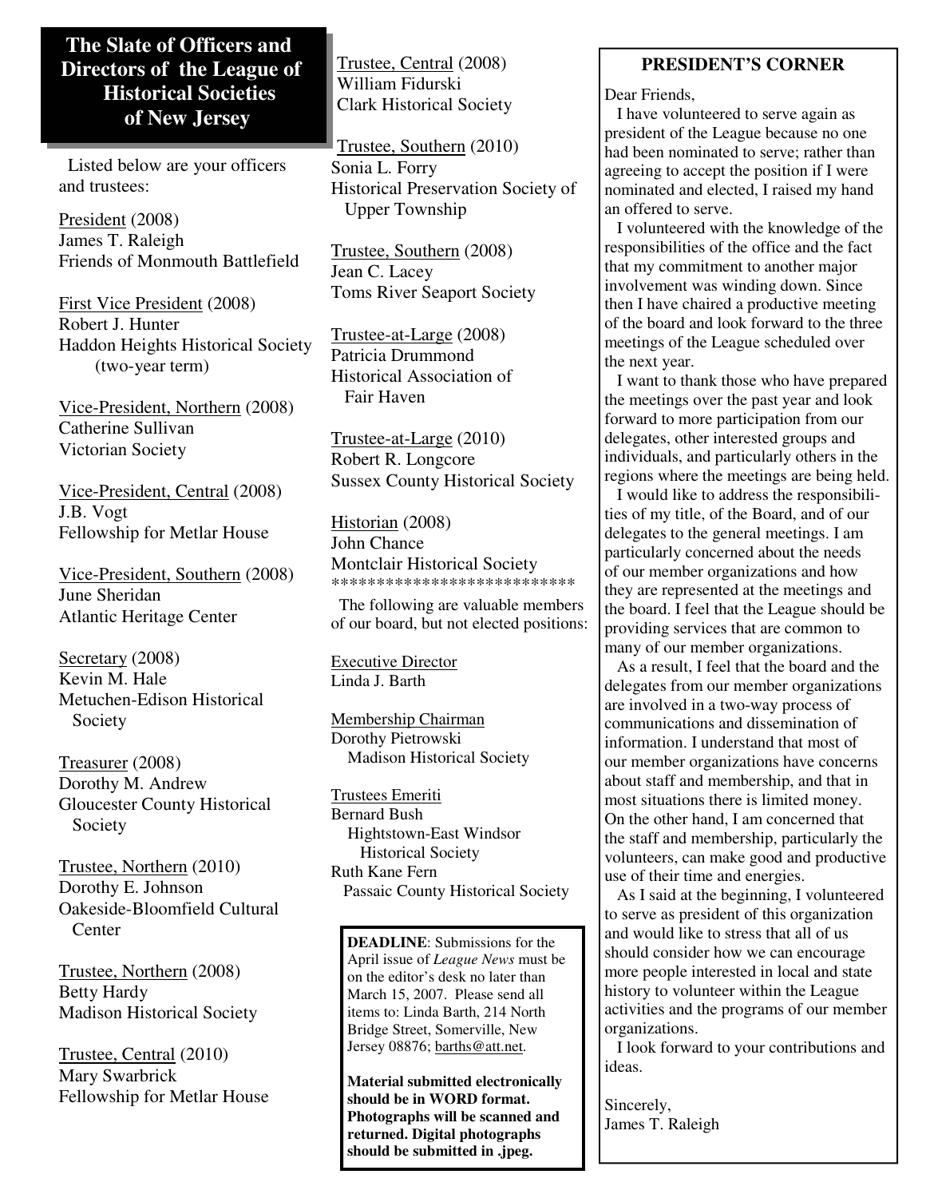## The Slate of Officers and Directors of the League of Historical Societies of New Jersey

Listed below are your officers and trustees:

President (2008)
James T. Raleigh
Friends of Monmouth Battlefield

First Vice President (2008)
Robert J. Hunter
Haddon Heights Historical Society
(two-year term)

Vice-President, Northern (2008)
Catherine Sullivan
Victorian Society

Vice-President, Central (2008)
J.B. Vogt
Fellowship for Metlar House

Vice-President, Southern (2008)
June Sheridan
Atlantic Heritage Center

Secretary (2008)
Kevin M. Hale
Metuchen-Edison Historical Society

Treasurer (2008)
Dorothy M. Andrew
Gloucester County Historical Society

Trustee, Northern (2010)
Dorothy E. Johnson
Oakeside-Bloomfield Cultural Center

Trustee, Northern (2008)
Betty Hardy
Madison Historical Society

Trustee, Central (2010)
Mary Swarbrick
Fellowship for Metlar House

Trustee, Central (2008)
William Fidurski
Clark Historical Society

Trustee, Southern (2010)
Sonia L. Forry
Historical Preservation Society of Upper Township

Trustee, Southern (2008)
Jean C. Lacey
Toms River Seaport Society

Trustee-at-Large (2008)
Patricia Drummond
Historical Association of Fair Haven

Trustee-at-Large (2010)
Robert R. Longcore
Sussex County Historical Society

Historian (2008)
John Chance
Montclair Historical Society

****************************

The following are valuable members of our board, but not elected positions:

Executive Director
Linda J. Barth

Membership Chairman
Dorothy Pietrowski
Madison Historical Society

Trustees Emeriti
Bernard Bush
Hightstown-East Windsor Historical Society
Ruth Kane Fern
Passaic County Historical Society

**DEADLINE**: Submissions for the April issue of *League News* must be on the editor's desk no later than March 15, 2007. Please send all items to: Linda Barth, 214 North Bridge Street, Somerville, New Jersey 08876; barths@att.net.

**Material submitted electronically should be in WORD format. Photographs will be scanned and returned. Digital photographs should be submitted in .jpeg.**

## PRESIDENT'S CORNER

Dear Friends,

I have volunteered to serve again as president of the League because no one had been nominated to serve; rather than agreeing to accept the position if I were nominated and elected, I raised my hand an offered to serve.

I volunteered with the knowledge of the responsibilities of the office and the fact that my commitment to another major involvement was winding down. Since then I have chaired a productive meeting of the board and look forward to the three meetings of the League scheduled over the next year.

I want to thank those who have prepared the meetings over the past year and look forward to more participation from our delegates, other interested groups and individuals, and particularly others in the regions where the meetings are being held.

I would like to address the responsibilities of my title, of the Board, and of our delegates to the general meetings. I am particularly concerned about the needs of our member organizations and how they are represented at the meetings and the board. I feel that the League should be providing services that are common to many of our member organizations.

As a result, I feel that the board and the delegates from our member organizations are involved in a two-way process of communications and dissemination of information. I understand that most of our member organizations have concerns about staff and membership, and that in most situations there is limited money. On the other hand, I am concerned that the staff and membership, particularly the volunteers, can make good and productive use of their time and energies.

As I said at the beginning, I volunteered to serve as president of this organization and would like to stress that all of us should consider how we can encourage more people interested in local and state history to volunteer within the League activities and the programs of our member organizations.

I look forward to your contributions and ideas.

Sincerely,
James T. Raleigh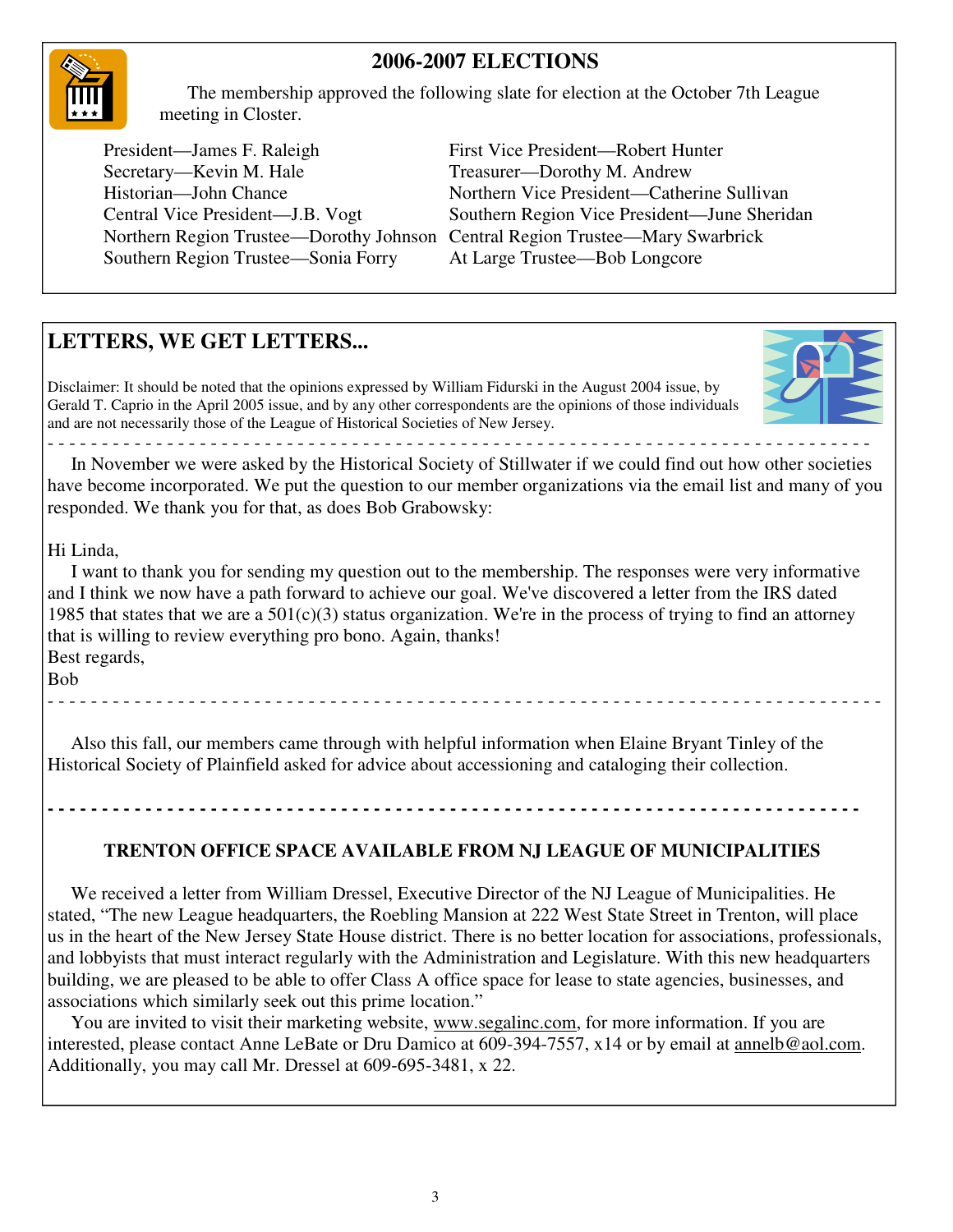## 2006-2007 ELECTIONS

The membership approved the following slate for election at the October 7th League meeting in Closter.

President—James F. Raleigh
First Vice President—Robert Hunter
Secretary—Kevin M. Hale
Treasurer—Dorothy M. Andrew
Historian—John Chance
Northern Vice President—Catherine Sullivan
Central Vice President—J.B. Vogt
Southern Region Vice President—June Sheridan
Northern Region Trustee—Dorothy Johnson
Central Region Trustee—Mary Swarbrick
Southern Region Trustee—Sonia Forry
At Large Trustee—Bob Longcore

## LETTERS, WE GET LETTERS...

Disclaimer: It should be noted that the opinions expressed by William Fidurski in the August 2004 issue, by Gerald T. Caprio in the April 2005 issue, and by any other correspondents are the opinions of those individuals and are not necessarily those of the League of Historical Societies of New Jersey.

---

In November we were asked by the Historical Society of Stillwater if we could find out how other societies have become incorporated. We put the question to our member organizations via the email list and many of you responded. We thank you for that, as does Bob Grabowsky:

Hi Linda,

I want to thank you for sending my question out to the membership. The responses were very informative and I think we now have a path forward to achieve our goal. We've discovered a letter from the IRS dated 1985 that states that we are a 501(c)(3) status organization. We're in the process of trying to find an attorney that is willing to review everything pro bono. Again, thanks!

Best regards,
Bob

---

Also this fall, our members came through with helpful information when Elaine Bryant Tinley of the Historical Society of Plainfield asked for advice about accessioning and cataloging their collection.

---

### TRENTON OFFICE SPACE AVAILABLE FROM NJ LEAGUE OF MUNICIPALITIES

We received a letter from William Dressel, Executive Director of the NJ League of Municipalities. He stated, "The new League headquarters, the Roebling Mansion at 222 West State Street in Trenton, will place us in the heart of the New Jersey State House district. There is no better location for associations, professionals, and lobbyists that must interact regularly with the Administration and Legislature. With this new headquarters building, we are pleased to be able to offer Class A office space for lease to state agencies, businesses, and associations which similarly seek out this prime location."

You are invited to visit their marketing website, www.segalinc.com, for more information. If you are interested, please contact Anne LeBate or Dru Damico at 609-394-7557, x14 or by email at annelb@aol.com. Additionally, you may call Mr. Dressel at 609-695-3481, x 22.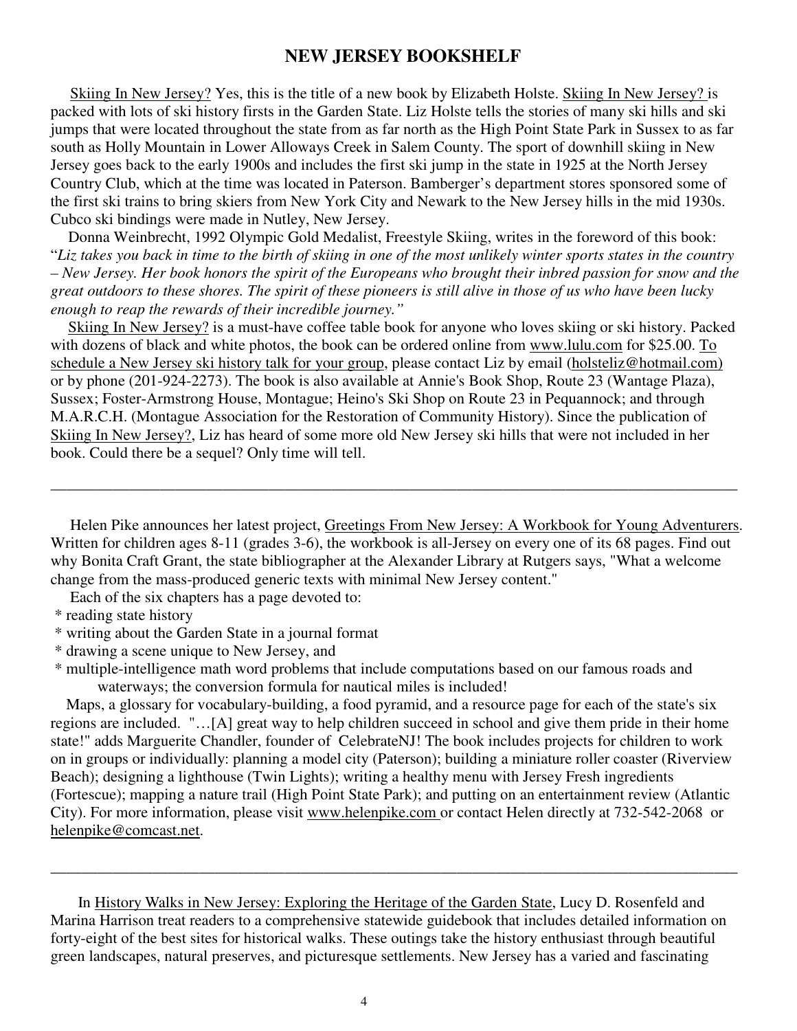# NEW JERSEY BOOKSHELF

Skiing In New Jersey? Yes, this is the title of a new book by Elizabeth Holste. Skiing In New Jersey? is packed with lots of ski history firsts in the Garden State. Liz Holste tells the stories of many ski hills and ski jumps that were located throughout the state from as far north as the High Point State Park in Sussex to as far south as Holly Mountain in Lower Alloways Creek in Salem County. The sport of downhill skiing in New Jersey goes back to the early 1900s and includes the first ski jump in the state in 1925 at the North Jersey Country Club, which at the time was located in Paterson. Bamberger's department stores sponsored some of the first ski trains to bring skiers from New York City and Newark to the New Jersey hills in the mid 1930s. Cubco ski bindings were made in Nutley, New Jersey.

Donna Weinbrecht, 1992 Olympic Gold Medalist, Freestyle Skiing, writes in the foreword of this book: *"Liz takes you back in time to the birth of skiing in one of the most unlikely winter sports states in the country – New Jersey. Her book honors the spirit of the Europeans who brought their inbred passion for snow and the great outdoors to these shores. The spirit of these pioneers is still alive in those of us who have been lucky enough to reap the rewards of their incredible journey."*

Skiing In New Jersey? is a must-have coffee table book for anyone who loves skiing or ski history. Packed with dozens of black and white photos, the book can be ordered online from www.lulu.com for $25.00. To schedule a New Jersey ski history talk for your group, please contact Liz by email (holsteliz@hotmail.com) or by phone (201-924-2273). The book is also available at Annie's Book Shop, Route 23 (Wantage Plaza), Sussex; Foster-Armstrong House, Montague; Heino's Ski Shop on Route 23 in Pequannock; and through M.A.R.C.H. (Montague Association for the Restoration of Community History). Since the publication of Skiing In New Jersey?, Liz has heard of some more old New Jersey ski hills that were not included in her book. Could there be a sequel? Only time will tell.

---

Helen Pike announces her latest project, Greetings From New Jersey: A Workbook for Young Adventurers. Written for children ages 8-11 (grades 3-6), the workbook is all-Jersey on every one of its 68 pages. Find out why Bonita Craft Grant, the state bibliographer at the Alexander Library at Rutgers says, "What a welcome change from the mass-produced generic texts with minimal New Jersey content."

Each of the six chapters has a page devoted to:

* reading state history
* writing about the Garden State in a journal format
* drawing a scene unique to New Jersey, and
* multiple-intelligence math word problems that include computations based on our famous roads and waterways; the conversion formula for nautical miles is included!

Maps, a glossary for vocabulary-building, a food pyramid, and a resource page for each of the state's six regions are included. "…[A] great way to help children succeed in school and give them pride in their home state!" adds Marguerite Chandler, founder of CelebrateNJ! The book includes projects for children to work on in groups or individually: planning a model city (Paterson); building a miniature roller coaster (Riverview Beach); designing a lighthouse (Twin Lights); writing a healthy menu with Jersey Fresh ingredients (Fortescue); mapping a nature trail (High Point State Park); and putting on an entertainment review (Atlantic City). For more information, please visit www.helenpike.com or contact Helen directly at 732-542-2068 or helenpike@comcast.net.

---

In History Walks in New Jersey: Exploring the Heritage of the Garden State, Lucy D. Rosenfeld and Marina Harrison treat readers to a comprehensive statewide guidebook that includes detailed information on forty-eight of the best sites for historical walks. These outings take the history enthusiast through beautiful green landscapes, natural preserves, and picturesque settlements. New Jersey has a varied and fascinating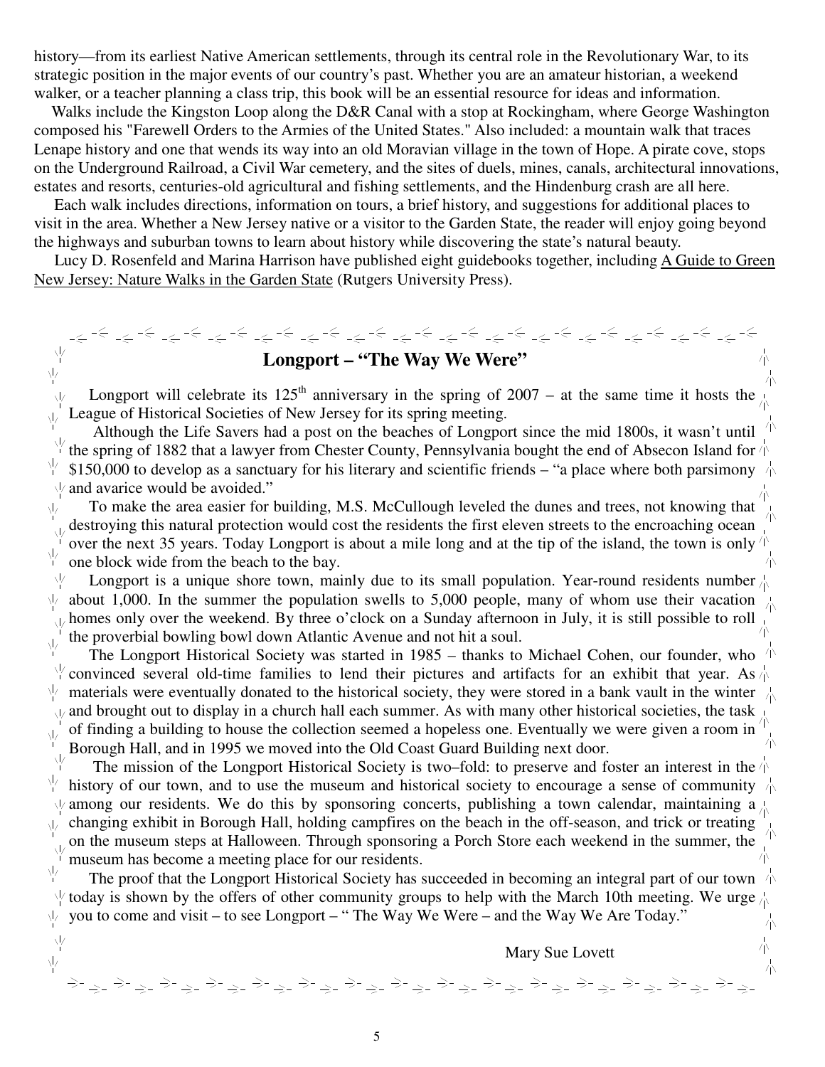history—from its earliest Native American settlements, through its central role in the Revolutionary War, to its strategic position in the major events of our country's past. Whether you are an amateur historian, a weekend walker, or a teacher planning a class trip, this book will be an essential resource for ideas and information.

Walks include the Kingston Loop along the D&R Canal with a stop at Rockingham, where George Washington composed his "Farewell Orders to the Armies of the United States." Also included: a mountain walk that traces Lenape history and one that wends its way into an old Moravian village in the town of Hope. A pirate cove, stops on the Underground Railroad, a Civil War cemetery, and the sites of duels, mines, canals, architectural innovations, estates and resorts, centuries-old agricultural and fishing settlements, and the Hindenburg crash are all here.

Each walk includes directions, information on tours, a brief history, and suggestions for additional places to visit in the area. Whether a New Jersey native or a visitor to the Garden State, the reader will enjoy going beyond the highways and suburban towns to learn about history while discovering the state's natural beauty.

Lucy D. Rosenfeld and Marina Harrison have published eight guidebooks together, including <u>A Guide to Green New Jersey: Nature Walks in the Garden State</u> (Rutgers University Press).

## Longport – "The Way We Were"

Longport will celebrate its 125th anniversary in the spring of 2007 – at the same time it hosts the League of Historical Societies of New Jersey for its spring meeting.

Although the Life Savers had a post on the beaches of Longport since the mid 1800s, it wasn't until the spring of 1882 that a lawyer from Chester County, Pennsylvania bought the end of Absecon Island for $150,000 to develop as a sanctuary for his literary and scientific friends – "a place where both parsimony and avarice would be avoided."

To make the area easier for building, M.S. McCullough leveled the dunes and trees, not knowing that destroying this natural protection would cost the residents the first eleven streets to the encroaching ocean over the next 35 years. Today Longport is about a mile long and at the tip of the island, the town is only one block wide from the beach to the bay.

Longport is a unique shore town, mainly due to its small population. Year-round residents number about 1,000. In the summer the population swells to 5,000 people, many of whom use their vacation homes only over the weekend. By three o'clock on a Sunday afternoon in July, it is still possible to roll the proverbial bowling bowl down Atlantic Avenue and not hit a soul.

The Longport Historical Society was started in 1985 – thanks to Michael Cohen, our founder, who convinced several old-time families to lend their pictures and artifacts for an exhibit that year. As materials were eventually donated to the historical society, they were stored in a bank vault in the winter and brought out to display in a church hall each summer. As with many other historical societies, the task of finding a building to house the collection seemed a hopeless one. Eventually we were given a room in Borough Hall, and in 1995 we moved into the Old Coast Guard Building next door.

The mission of the Longport Historical Society is two–fold: to preserve and foster an interest in the history of our town, and to use the museum and historical society to encourage a sense of community among our residents. We do this by sponsoring concerts, publishing a town calendar, maintaining a changing exhibit in Borough Hall, holding campfires on the beach in the off-season, and trick or treating on the museum steps at Halloween. Through sponsoring a Porch Store each weekend in the summer, the museum has become a meeting place for our residents.

The proof that the Longport Historical Society has succeeded in becoming an integral part of our town today is shown by the offers of other community groups to help with the March 10th meeting. We urge you to come and visit – to see Longport – " The Way We Were – and the Way We Are Today."

Mary Sue Lovett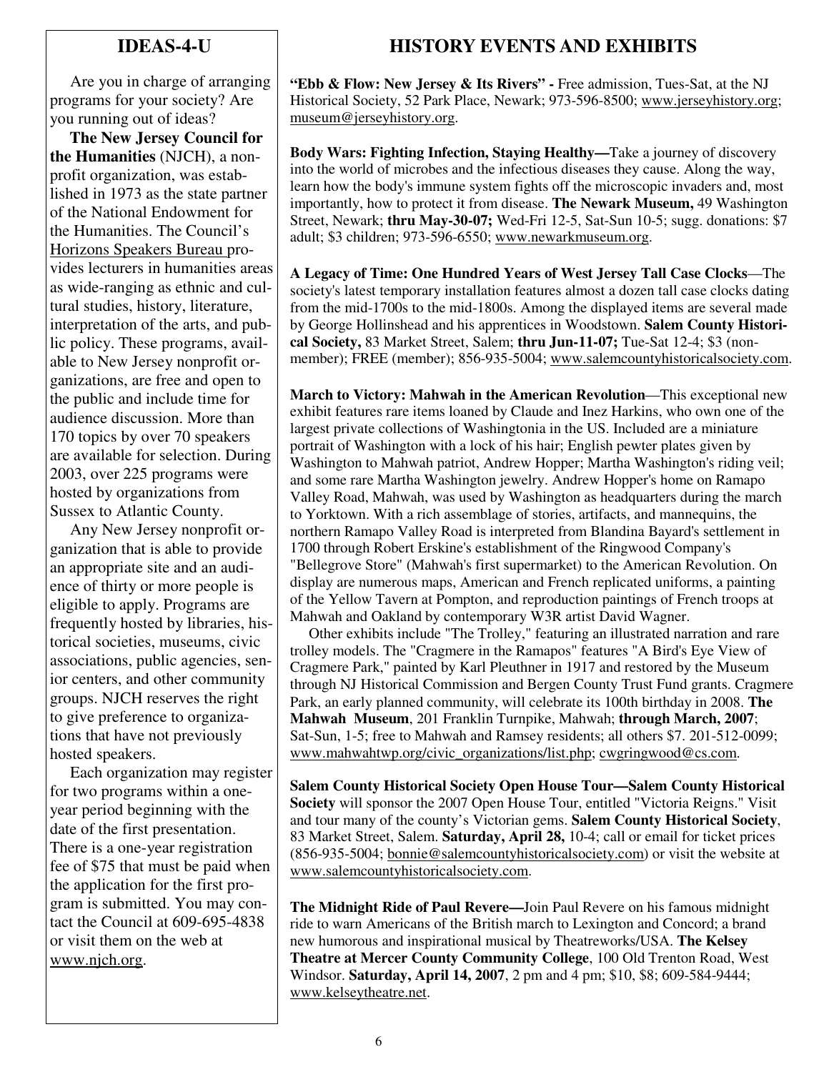## IDEAS-4-U

Are you in charge of arranging programs for your society? Are you running out of ideas?

**The New Jersey Council for the Humanities** (NJCH), a nonprofit organization, was established in 1973 as the state partner of the National Endowment for the Humanities. The Council's Horizons Speakers Bureau provides lecturers in humanities areas as wide-ranging as ethnic and cultural studies, history, literature, interpretation of the arts, and public policy. These programs, available to New Jersey nonprofit organizations, are free and open to the public and include time for audience discussion. More than 170 topics by over 70 speakers are available for selection. During 2003, over 225 programs were hosted by organizations from Sussex to Atlantic County.

Any New Jersey nonprofit organization that is able to provide an appropriate site and an audience of thirty or more people is eligible to apply. Programs are frequently hosted by libraries, historical societies, museums, civic associations, public agencies, senior centers, and other community groups. NJCH reserves the right to give preference to organizations that have not previously hosted speakers.

Each organization may register for two programs within a one-year period beginning with the date of the first presentation. There is a one-year registration fee of $75 that must be paid when the application for the first program is submitted. You may contact the Council at 609-695-4838 or visit them on the web at www.njch.org.

## HISTORY EVENTS AND EXHIBITS

**"Ebb & Flow: New Jersey & Its Rivers" -** Free admission, Tues-Sat, at the NJ Historical Society, 52 Park Place, Newark; 973-596-8500; www.jerseyhistory.org; museum@jerseyhistory.org.

**Body Wars: Fighting Infection, Staying Healthy—**Take a journey of discovery into the world of microbes and the infectious diseases they cause. Along the way, learn how the body's immune system fights off the microscopic invaders and, most importantly, how to protect it from disease. **The Newark Museum,** 49 Washington Street, Newark; **thru May-30-07;** Wed-Fri 12-5, Sat-Sun 10-5; sugg. donations: $7 adult; $3 children; 973-596-6550; www.newarkmuseum.org.

**A Legacy of Time: One Hundred Years of West Jersey Tall Case Clocks**—The society's latest temporary installation features almost a dozen tall case clocks dating from the mid-1700s to the mid-1800s. Among the displayed items are several made by George Hollinshead and his apprentices in Woodstown. **Salem County Historical Society,** 83 Market Street, Salem; **thru Jun-11-07;** Tue-Sat 12-4; $3 (non-member); FREE (member); 856-935-5004; www.salemcountyhistoricalsociety.com.

**March to Victory: Mahwah in the American Revolution**—This exceptional new exhibit features rare items loaned by Claude and Inez Harkins, who own one of the largest private collections of Washingtonia in the US. Included are a miniature portrait of Washington with a lock of his hair; English pewter plates given by Washington to Mahwah patriot, Andrew Hopper; Martha Washington's riding veil; and some rare Martha Washington jewelry. Andrew Hopper's home on Ramapo Valley Road, Mahwah, was used by Washington as headquarters during the march to Yorktown. With a rich assemblage of stories, artifacts, and mannequins, the northern Ramapo Valley Road is interpreted from Blandina Bayard's settlement in 1700 through Robert Erskine's establishment of the Ringwood Company's "Bellegrove Store" (Mahwah's first supermarket) to the American Revolution. On display are numerous maps, American and French replicated uniforms, a painting of the Yellow Tavern at Pompton, and reproduction paintings of French troops at Mahwah and Oakland by contemporary W3R artist David Wagner.

Other exhibits include "The Trolley," featuring an illustrated narration and rare trolley models. The "Cragmere in the Ramapos" features "A Bird's Eye View of Cragmere Park," painted by Karl Pleuthner in 1917 and restored by the Museum through NJ Historical Commission and Bergen County Trust Fund grants. Cragmere Park, an early planned community, will celebrate its 100th birthday in 2008. **The Mahwah Museum**, 201 Franklin Turnpike, Mahwah; **through March, 2007**; Sat-Sun, 1-5; free to Mahwah and Ramsey residents; all others $7. 201-512-0099; www.mahwahtwp.org/civic_organizations/list.php; cwgringwood@cs.com.

**Salem County Historical Society Open House Tour—Salem County Historical Society** will sponsor the 2007 Open House Tour, entitled "Victoria Reigns." Visit and tour many of the county's Victorian gems. **Salem County Historical Society**, 83 Market Street, Salem. **Saturday, April 28,** 10-4; call or email for ticket prices (856-935-5004; bonnie@salemcountyhistoricalsociety.com) or visit the website at www.salemcountyhistoricalsociety.com.

**The Midnight Ride of Paul Revere—**Join Paul Revere on his famous midnight ride to warn Americans of the British march to Lexington and Concord; a brand new humorous and inspirational musical by Theatreworks/USA. **The Kelsey Theatre at Mercer County Community College**, 100 Old Trenton Road, West Windsor. **Saturday, April 14, 2007**, 2 pm and 4 pm; $10, $8; 609-584-9444; www.kelseytheatre.net.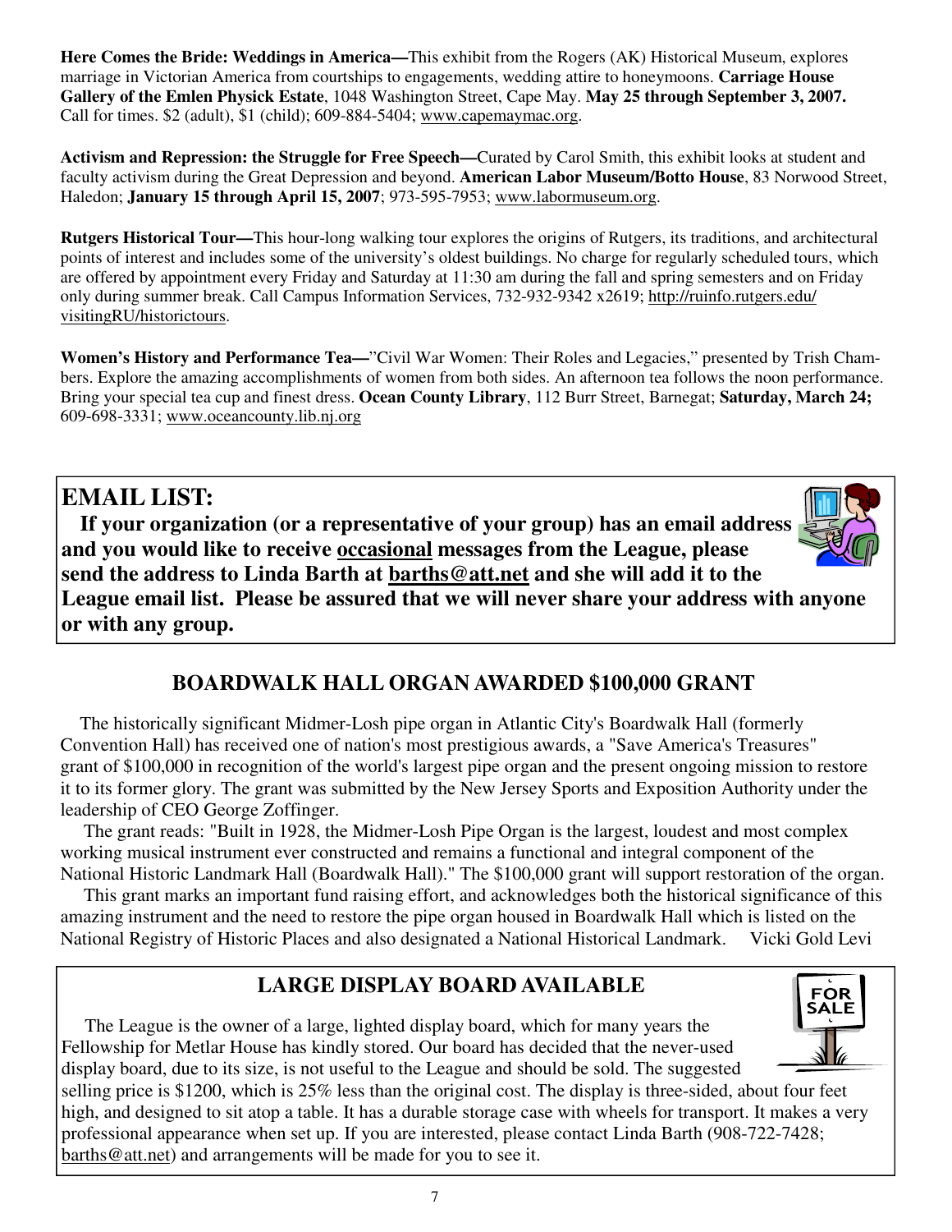**Here Comes the Bride: Weddings in America—**This exhibit from the Rogers (AK) Historical Museum, explores marriage in Victorian America from courtships to engagements, wedding attire to honeymoons. **Carriage House Gallery of the Emlen Physick Estate**, 1048 Washington Street, Cape May. **May 25 through September 3, 2007.** Call for times. $2 (adult), $1 (child); 609-884-5404; www.capemaymac.org.

**Activism and Repression: the Struggle for Free Speech—**Curated by Carol Smith, this exhibit looks at student and faculty activism during the Great Depression and beyond. **American Labor Museum/Botto House**, 83 Norwood Street, Haledon; **January 15 through April 15, 2007**; 973-595-7953; www.labormuseum.org.

**Rutgers Historical Tour—**This hour-long walking tour explores the origins of Rutgers, its traditions, and architectural points of interest and includes some of the university's oldest buildings. No charge for regularly scheduled tours, which are offered by appointment every Friday and Saturday at 11:30 am during the fall and spring semesters and on Friday only during summer break. Call Campus Information Services, 732-932-9342 x2619; http://ruinfo.rutgers.edu/visitingRU/historictours.

**Women's History and Performance Tea—**"Civil War Women: Their Roles and Legacies," presented by Trish Chambers. Explore the amazing accomplishments of women from both sides. An afternoon tea follows the noon performance. Bring your special tea cup and finest dress. **Ocean County Library**, 112 Burr Street, Barnegat; **Saturday, March 24;** 609-698-3331; www.oceancounty.lib.nj.org

## EMAIL LIST:

**If your organization (or a representative of your group) has an email address and you would like to receive occasional messages from the League, please send the address to Linda Barth at barths@att.net and she will add it to the League email list. Please be assured that we will never share your address with anyone or with any group.**

## BOARDWALK HALL ORGAN AWARDED $100,000 GRANT

The historically significant Midmer-Losh pipe organ in Atlantic City's Boardwalk Hall (formerly Convention Hall) has received one of nation's most prestigious awards, a "Save America's Treasures" grant of $100,000 in recognition of the world's largest pipe organ and the present ongoing mission to restore it to its former glory. The grant was submitted by the New Jersey Sports and Exposition Authority under the leadership of CEO George Zoffinger.

The grant reads: "Built in 1928, the Midmer-Losh Pipe Organ is the largest, loudest and most complex working musical instrument ever constructed and remains a functional and integral component of the National Historic Landmark Hall (Boardwalk Hall)." The $100,000 grant will support restoration of the organ.

This grant marks an important fund raising effort, and acknowledges both the historical significance of this amazing instrument and the need to restore the pipe organ housed in Boardwalk Hall which is listed on the National Registry of Historic Places and also designated a National Historical Landmark. Vicki Gold Levi

## LARGE DISPLAY BOARD AVAILABLE

The League is the owner of a large, lighted display board, which for many years the Fellowship for Metlar House has kindly stored. Our board has decided that the never-used display board, due to its size, is not useful to the League and should be sold. The suggested selling price is $1200, which is 25% less than the original cost. The display is three-sided, about four feet high, and designed to sit atop a table. It has a durable storage case with wheels for transport. It makes a very professional appearance when set up. If you are interested, please contact Linda Barth (908-722-7428; barths@att.net) and arrangements will be made for you to see it.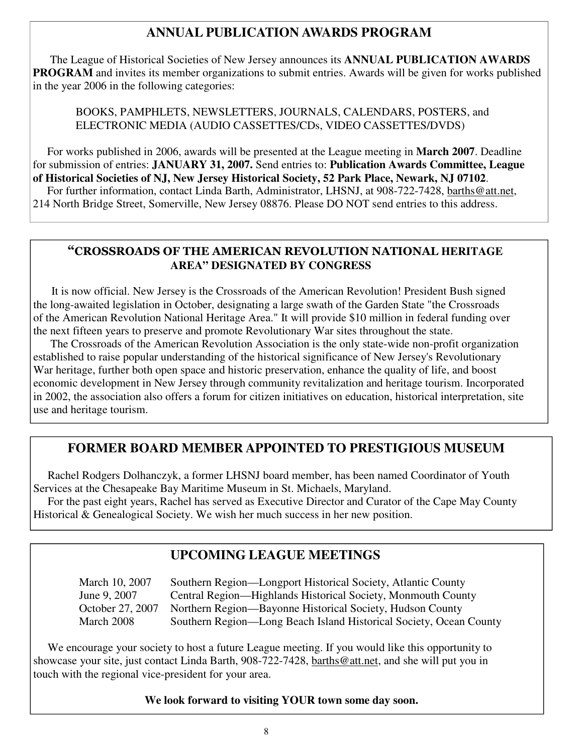## ANNUAL PUBLICATION AWARDS PROGRAM

The League of Historical Societies of New Jersey announces its **ANNUAL PUBLICATION AWARDS PROGRAM** and invites its member organizations to submit entries. Awards will be given for works published in the year 2006 in the following categories:

BOOKS, PAMPHLETS, NEWSLETTERS, JOURNALS, CALENDARS, POSTERS, and ELECTRONIC MEDIA (AUDIO CASSETTES/CDs, VIDEO CASSETTES/DVDS)

For works published in 2006, awards will be presented at the League meeting in **March 2007**. Deadline for submission of entries: **JANUARY 31, 2007.** Send entries to: **Publication Awards Committee, League of Historical Societies of NJ, New Jersey Historical Society, 52 Park Place, Newark, NJ 07102**.

For further information, contact Linda Barth, Administrator, LHSNJ, at 908-722-7428, barths@att.net, 214 North Bridge Street, Somerville, New Jersey 08876. Please DO NOT send entries to this address.

## "CROSSROADS OF THE AMERICAN REVOLUTION NATIONAL HERITAGE AREA" DESIGNATED BY CONGRESS

It is now official. New Jersey is the Crossroads of the American Revolution! President Bush signed the long-awaited legislation in October, designating a large swath of the Garden State "the Crossroads of the American Revolution National Heritage Area." It will provide $10 million in federal funding over the next fifteen years to preserve and promote Revolutionary War sites throughout the state.

The Crossroads of the American Revolution Association is the only state-wide non-profit organization established to raise popular understanding of the historical significance of New Jersey's Revolutionary War heritage, further both open space and historic preservation, enhance the quality of life, and boost economic development in New Jersey through community revitalization and heritage tourism. Incorporated in 2002, the association also offers a forum for citizen initiatives on education, historical interpretation, site use and heritage tourism.

## FORMER BOARD MEMBER APPOINTED TO PRESTIGIOUS MUSEUM

Rachel Rodgers Dolhanczyk, a former LHSNJ board member, has been named Coordinator of Youth Services at the Chesapeake Bay Maritime Museum in St. Michaels, Maryland.

For the past eight years, Rachel has served as Executive Director and Curator of the Cape May County Historical & Genealogical Society. We wish her much success in her new position.

## UPCOMING LEAGUE MEETINGS

| | |
|---|---|
| March 10, 2007 | Southern Region—Longport Historical Society, Atlantic County |
| June 9, 2007 | Central Region—Highlands Historical Society, Monmouth County |
| October 27, 2007 | Northern Region—Bayonne Historical Society, Hudson County |
| March 2008 | Southern Region—Long Beach Island Historical Society, Ocean County |

We encourage your society to host a future League meeting. If you would like this opportunity to showcase your site, just contact Linda Barth, 908-722-7428, barths@att.net, and she will put you in touch with the regional vice-president for your area.

**We look forward to visiting YOUR town some day soon.**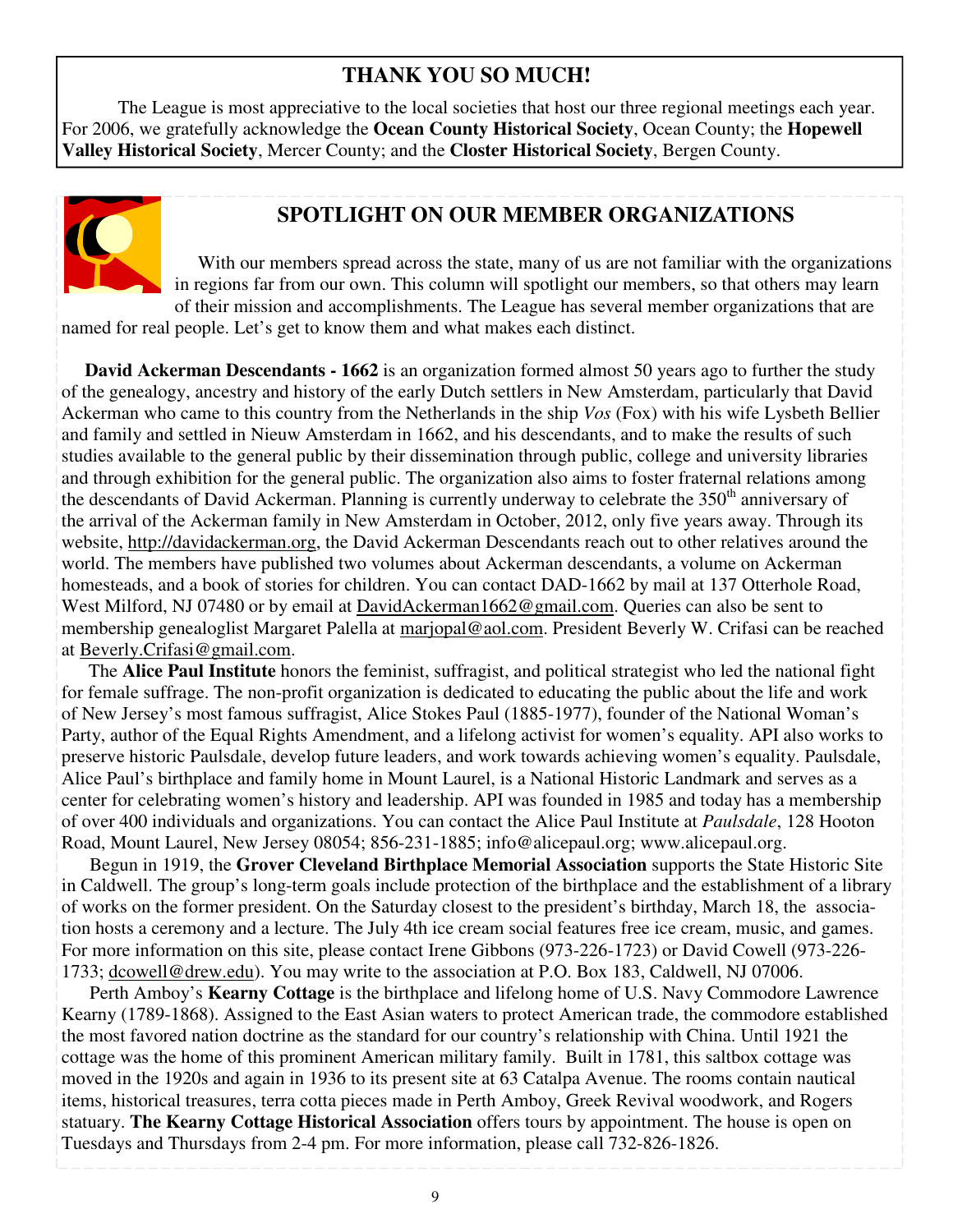## THANK YOU SO MUCH!

The League is most appreciative to the local societies that host our three regional meetings each year. For 2006, we gratefully acknowledge the **Ocean County Historical Society**, Ocean County; the **Hopewell Valley Historical Society**, Mercer County; and the **Closter Historical Society**, Bergen County.

## SPOTLIGHT ON OUR MEMBER ORGANIZATIONS

With our members spread across the state, many of us are not familiar with the organizations in regions far from our own. This column will spotlight our members, so that others may learn of their mission and accomplishments. The League has several member organizations that are named for real people. Let's get to know them and what makes each distinct.

**David Ackerman Descendants - 1662** is an organization formed almost 50 years ago to further the study of the genealogy, ancestry and history of the early Dutch settlers in New Amsterdam, particularly that David Ackerman who came to this country from the Netherlands in the ship *Vos* (Fox) with his wife Lysbeth Bellier and family and settled in Nieuw Amsterdam in 1662, and his descendants, and to make the results of such studies available to the general public by their dissemination through public, college and university libraries and through exhibition for the general public. The organization also aims to foster fraternal relations among the descendants of David Ackerman. Planning is currently underway to celebrate the 350th anniversary of the arrival of the Ackerman family in New Amsterdam in October, 2012, only five years away. Through its website, http://davidackerman.org, the David Ackerman Descendants reach out to other relatives around the world. The members have published two volumes about Ackerman descendants, a volume on Ackerman homesteads, and a book of stories for children. You can contact DAD-1662 by mail at 137 Otterhole Road, West Milford, NJ 07480 or by email at DavidAckerman1662@gmail.com. Queries can also be sent to membership genealoglist Margaret Palella at marjopal@aol.com. President Beverly W. Crifasi can be reached at Beverly.Crifasi@gmail.com.

The **Alice Paul Institute** honors the feminist, suffragist, and political strategist who led the national fight for female suffrage. The non-profit organization is dedicated to educating the public about the life and work of New Jersey's most famous suffragist, Alice Stokes Paul (1885-1977), founder of the National Woman's Party, author of the Equal Rights Amendment, and a lifelong activist for women's equality. API also works to preserve historic Paulsdale, develop future leaders, and work towards achieving women's equality. Paulsdale, Alice Paul's birthplace and family home in Mount Laurel, is a National Historic Landmark and serves as a center for celebrating women's history and leadership. API was founded in 1985 and today has a membership of over 400 individuals and organizations. You can contact the Alice Paul Institute at *Paulsdale*, 128 Hooton Road, Mount Laurel, New Jersey 08054; 856-231-1885; info@alicepaul.org; www.alicepaul.org.

Begun in 1919, the **Grover Cleveland Birthplace Memorial Association** supports the State Historic Site in Caldwell. The group's long-term goals include protection of the birthplace and the establishment of a library of works on the former president. On the Saturday closest to the president's birthday, March 18, the association hosts a ceremony and a lecture. The July 4th ice cream social features free ice cream, music, and games. For more information on this site, please contact Irene Gibbons (973-226-1723) or David Cowell (973-226-1733; dcowell@drew.edu). You may write to the association at P.O. Box 183, Caldwell, NJ 07006.

Perth Amboy's **Kearny Cottage** is the birthplace and lifelong home of U.S. Navy Commodore Lawrence Kearny (1789-1868). Assigned to the East Asian waters to protect American trade, the commodore established the most favored nation doctrine as the standard for our country's relationship with China. Until 1921 the cottage was the home of this prominent American military family. Built in 1781, this saltbox cottage was moved in the 1920s and again in 1936 to its present site at 63 Catalpa Avenue. The rooms contain nautical items, historical treasures, terra cotta pieces made in Perth Amboy, Greek Revival woodwork, and Rogers statuary. **The Kearny Cottage Historical Association** offers tours by appointment. The house is open on Tuesdays and Thursdays from 2-4 pm. For more information, please call 732-826-1826.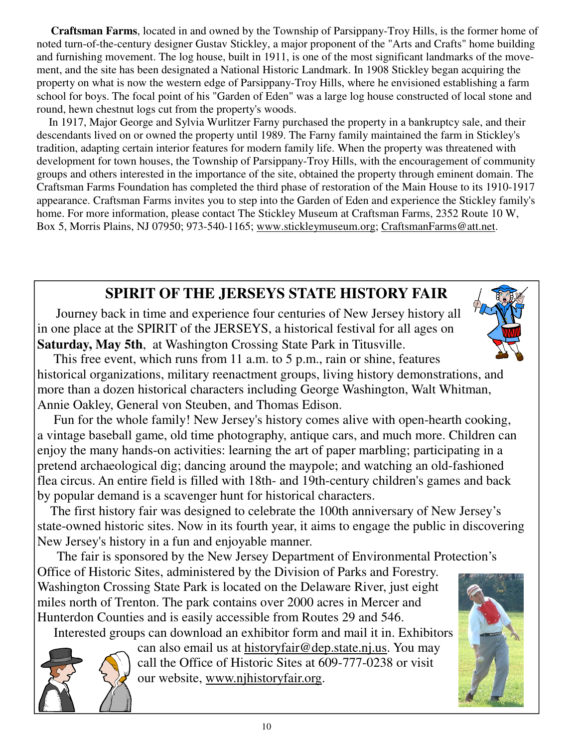**Craftsman Farms**, located in and owned by the Township of Parsippany-Troy Hills, is the former home of noted turn-of-the-century designer Gustav Stickley, a major proponent of the "Arts and Crafts" home building and furnishing movement. The log house, built in 1911, is one of the most significant landmarks of the movement, and the site has been designated a National Historic Landmark. In 1908 Stickley began acquiring the property on what is now the western edge of Parsippany-Troy Hills, where he envisioned establishing a farm school for boys. The focal point of his "Garden of Eden" was a large log house constructed of local stone and round, hewn chestnut logs cut from the property's woods.

In 1917, Major George and Sylvia Wurlitzer Farny purchased the property in a bankruptcy sale, and their descendants lived on or owned the property until 1989. The Farny family maintained the farm in Stickley's tradition, adapting certain interior features for modern family life. When the property was threatened with development for town houses, the Township of Parsippany-Troy Hills, with the encouragement of community groups and others interested in the importance of the site, obtained the property through eminent domain. The Craftsman Farms Foundation has completed the third phase of restoration of the Main House to its 1910-1917 appearance. Craftsman Farms invites you to step into the Garden of Eden and experience the Stickley family's home. For more information, please contact The Stickley Museum at Craftsman Farms, 2352 Route 10 W, Box 5, Morris Plains, NJ 07950; 973-540-1165; www.stickleymuseum.org; CraftsmanFarms@att.net.

## SPIRIT OF THE JERSEYS STATE HISTORY FAIR

Journey back in time and experience four centuries of New Jersey history all in one place at the SPIRIT of the JERSEYS, a historical festival for all ages on **Saturday, May 5th**, at Washington Crossing State Park in Titusville.

This free event, which runs from 11 a.m. to 5 p.m., rain or shine, features historical organizations, military reenactment groups, living history demonstrations, and more than a dozen historical characters including George Washington, Walt Whitman, Annie Oakley, General von Steuben, and Thomas Edison.

Fun for the whole family! New Jersey's history comes alive with open-hearth cooking, a vintage baseball game, old time photography, antique cars, and much more. Children can enjoy the many hands-on activities: learning the art of paper marbling; participating in a pretend archaeological dig; dancing around the maypole; and watching an old-fashioned flea circus. An entire field is filled with 18th- and 19th-century children's games and back by popular demand is a scavenger hunt for historical characters.

The first history fair was designed to celebrate the 100th anniversary of New Jersey's state-owned historic sites. Now in its fourth year, it aims to engage the public in discovering New Jersey's history in a fun and enjoyable manner.

The fair is sponsored by the New Jersey Department of Environmental Protection's Office of Historic Sites, administered by the Division of Parks and Forestry. Washington Crossing State Park is located on the Delaware River, just eight miles north of Trenton. The park contains over 2000 acres in Mercer and Hunterdon Counties and is easily accessible from Routes 29 and 546.

Interested groups can download an exhibitor form and mail it in. Exhibitors can also email us at historyfair@dep.state.nj.us. You may call the Office of Historic Sites at 609-777-0238 or visit our website, www.njhistoryfair.org.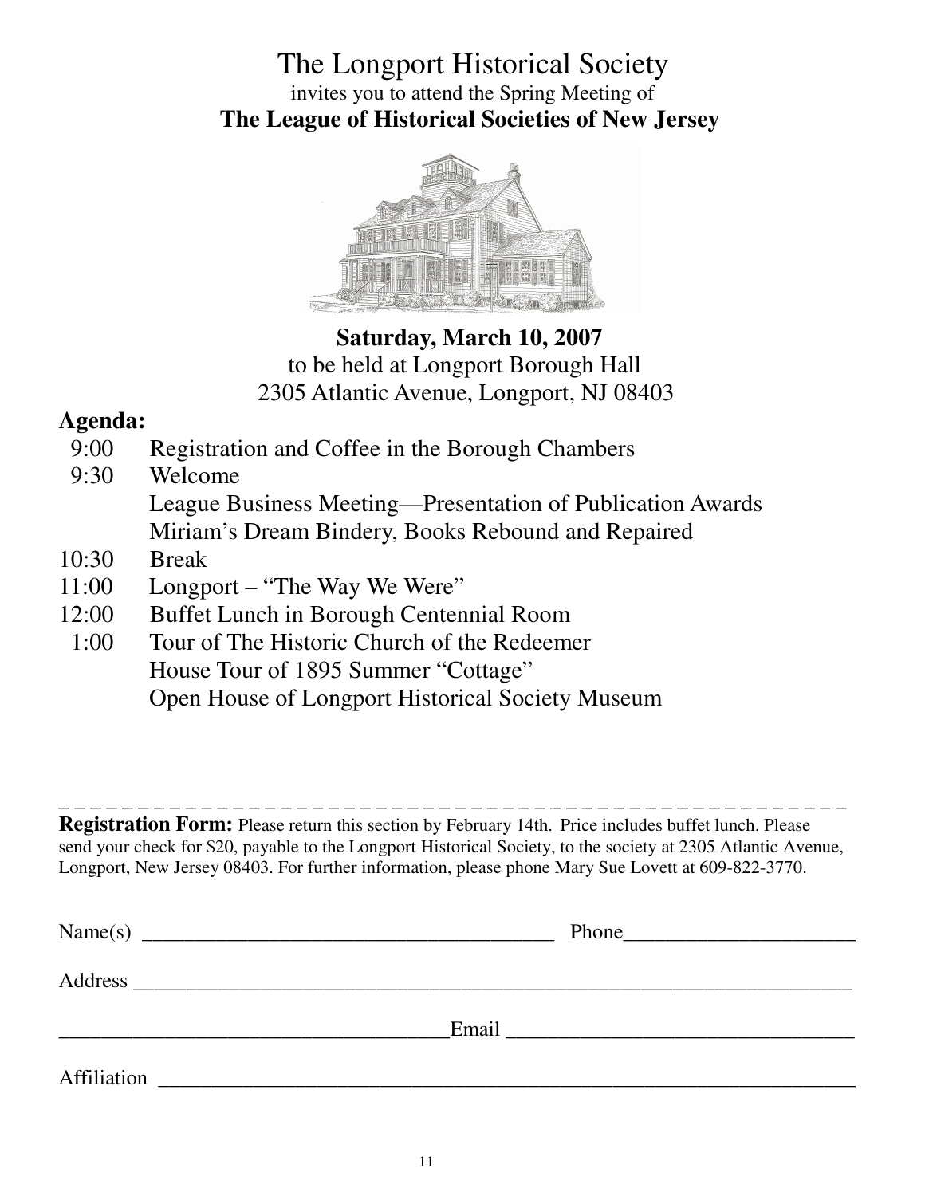# The Longport Historical Society

invites you to attend the Spring Meeting of

**The League of Historical Societies of New Jersey**

**Saturday, March 10, 2007**

to be held at Longport Borough Hall

2305 Atlantic Avenue, Longport, NJ 08403

**Agenda:**

| | |
|---|---|
| 9:00 | Registration and Coffee in the Borough Chambers |
| 9:30 | Welcome |
| | League Business Meeting—Presentation of Publication Awards |
| | Miriam's Dream Bindery, Books Rebound and Repaired |
| 10:30 | Break |
| 11:00 | Longport – "The Way We Were" |
| 12:00 | Buffet Lunch in Borough Centennial Room |
| 1:00 | Tour of The Historic Church of the Redeemer |
| | House Tour of 1895 Summer "Cottage" |
| | Open House of Longport Historical Society Museum |

- - - - - - - - - - - - - - - - - - - - - - - - - - - - - - - - - - - - - - - - - - - - - - - - - - - - -

**Registration Form:** Please return this section by February 14th. Price includes buffet lunch. Please send your check for $20, payable to the Longport Historical Society, to the society at 2305 Atlantic Avenue, Longport, New Jersey 08403. For further information, please phone Mary Sue Lovett at 609-822-3770.

Name(s) ________________________________________ Phone______________________

Address ____________________________________________________________________

_____________________________________Email _________________________________

Affiliation __________________________________________________________________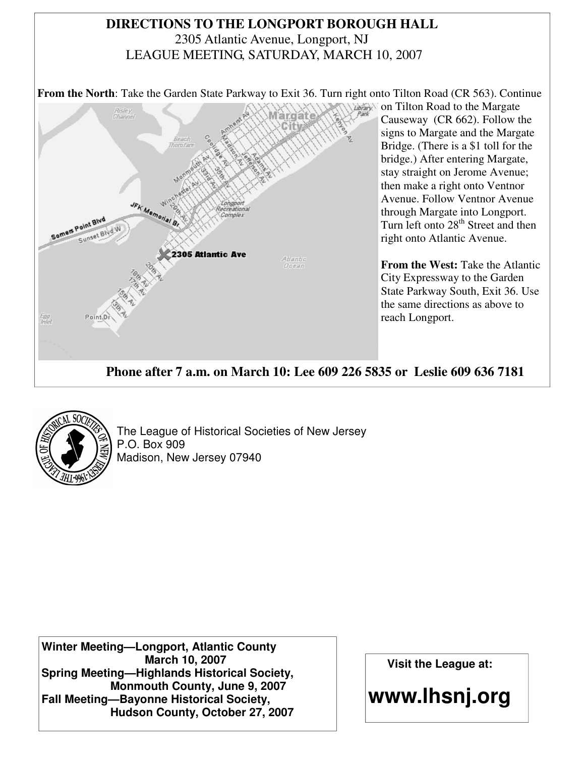## DIRECTIONS TO THE LONGPORT BOROUGH HALL

2305 Atlantic Avenue, Longport, NJ

LEAGUE MEETING, SATURDAY, MARCH 10, 2007

**From the North**: Take the Garden State Parkway to Exit 36. Turn right onto Tilton Road (CR 563). Continue on Tilton Road to the Margate Causeway (CR 662). Follow the signs to Margate and the Margate Bridge. (There is a $1 toll for the bridge.) After entering Margate, stay straight on Jerome Avenue; then make a right onto Ventnor Avenue. Follow Ventnor Avenue through Margate into Longport. Turn left onto 28th Street and then right onto Atlantic Avenue.

**From the West:** Take the Atlantic City Expressway to the Garden State Parkway South, Exit 36. Use the same directions as above to reach Longport.

**Phone after 7 a.m. on March 10: Lee 609 226 5835 or Leslie 609 636 7181**

The League of Historical Societies of New Jersey
P.O. Box 909
Madison, New Jersey 07940

**Winter Meeting—Longport, Atlantic County March 10, 2007**
**Spring Meeting—Highlands Historical Society, Monmouth County, June 9, 2007**
**Fall Meeting—Bayonne Historical Society, Hudson County, October 27, 2007**

**Visit the League at:**

**www.lhsnj.org**